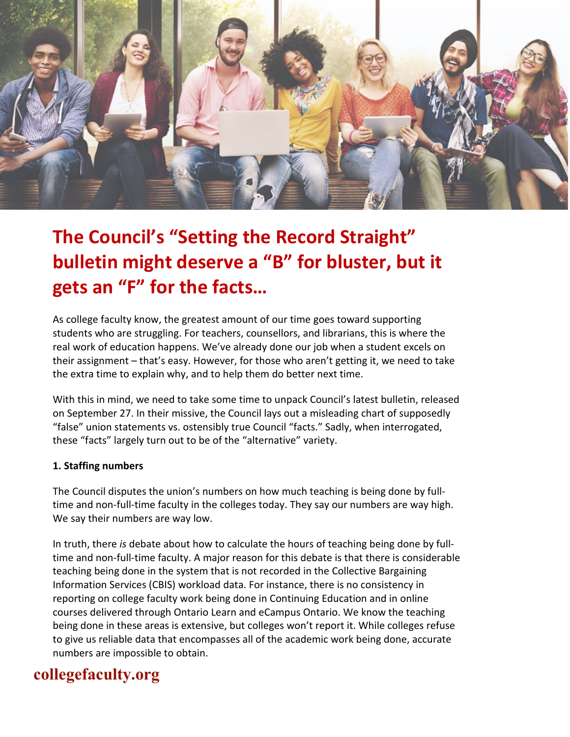# The Council's "Setting the Record Straight" bulletin might deserve a "B" for bluster, but it gets an "F" for the facts…

As college faculty know, the greatest amount of our time goes toward supporting students who are struggling. For teachers, counsellors, and librarians, this is where the real work of education happens. We've already done our job when a student excels on their assignment – that's easy. However, for those who aren't getting it, we need to take the extra time to explain why, and to help them do better next time.

With this in mind, we need to take some time to unpack Council's latest bulletin, released on September 27. In their missive, the Council lays out a misleading chart of supposedly "false" union statements vs. ostensibly true Council "facts." Sadly, when interrogated, these "facts" largely turn out to be of the "alternative" variety.

**1. Staffing numbers**

The Council disputes the union's numbers on how much teaching is being done by full-time and non-full-time faculty in the colleges today. They say our numbers are way high. We say their numbers are way low.

In truth, there *is* debate about how to calculate the hours of teaching being done by full-time and non-full-time faculty. A major reason for this debate is that there is considerable teaching being done in the system that is not recorded in the Collective Bargaining Information Services (CBIS) workload data. For instance, there is no consistency in reporting on college faculty work being done in Continuing Education and in online courses delivered through Ontario Learn and eCampus Ontario. We know the teaching being done in these areas is extensive, but colleges won't report it. While colleges refuse to give us reliable data that encompasses all of the academic work being done, accurate numbers are impossible to obtain.

**collegefaculty.org**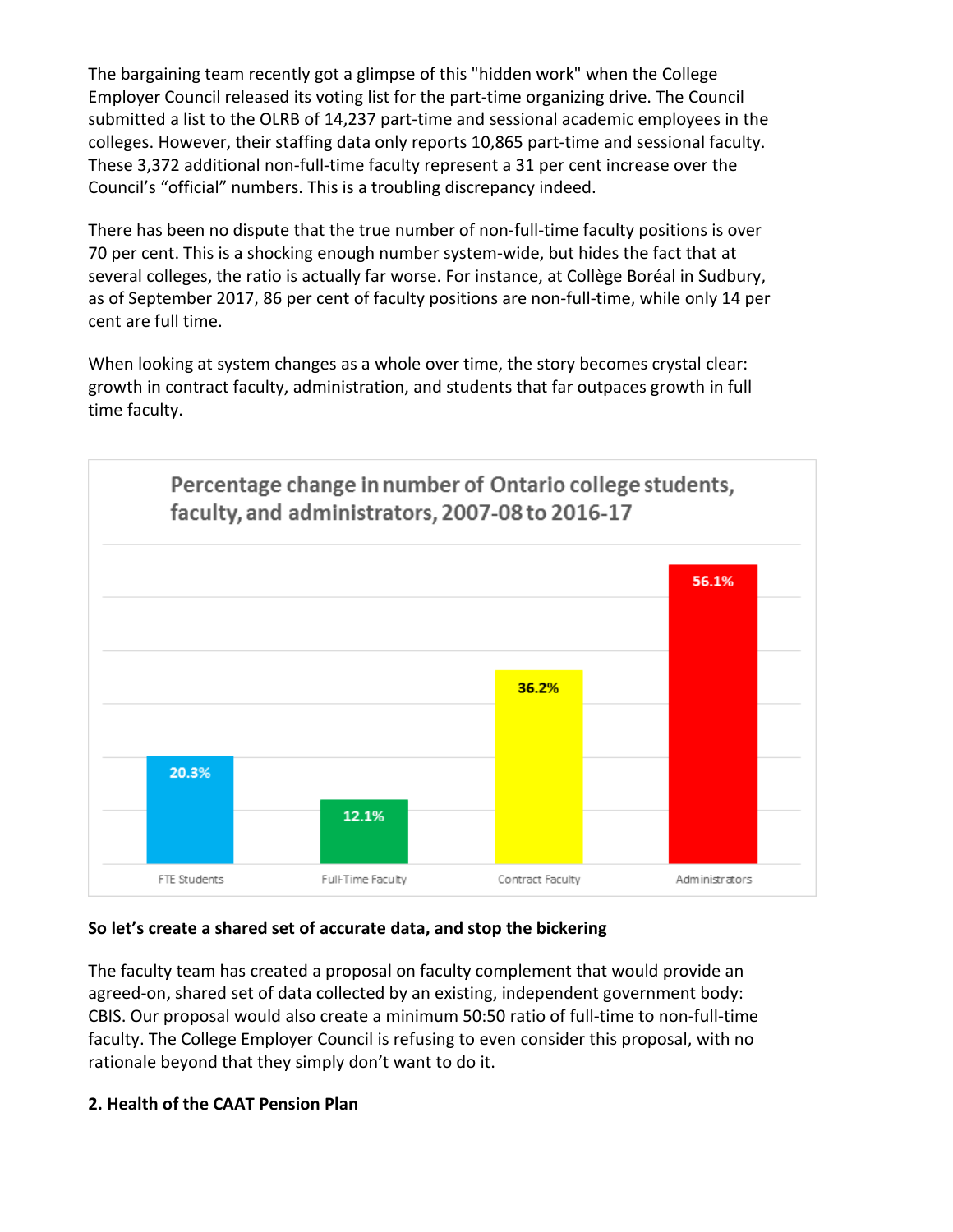The bargaining team recently got a glimpse of this "hidden work" when the College Employer Council released its voting list for the part-time organizing drive. The Council submitted a list to the OLRB of 14,237 part-time and sessional academic employees in the colleges. However, their staffing data only reports 10,865 part-time and sessional faculty. These 3,372 additional non-full-time faculty represent a 31 per cent increase over the Council's "official" numbers. This is a troubling discrepancy indeed.

There has been no dispute that the true number of non-full-time faculty positions is over 70 per cent. This is a shocking enough number system-wide, but hides the fact that at several colleges, the ratio is actually far worse. For instance, at Collège Boréal in Sudbury, as of September 2017, 86 per cent of faculty positions are non-full-time, while only 14 per cent are full time.

When looking at system changes as a whole over time, the story becomes crystal clear: growth in contract faculty, administration, and students that far outpaces growth in full time faculty.

Percentage change in number of Ontario college students, faculty, and administrators, 2007-08 to 2016-17

| Category | Percentage change |
|---|---|
| FTE Students | 20.3% |
| Full-Time Faculty | 12.1% |
| Contract Faculty | 36.2% |
| Administrators | 56.1% |

**So let's create a shared set of accurate data, and stop the bickering**

The faculty team has created a proposal on faculty complement that would provide an agreed-on, shared set of data collected by an existing, independent government body: CBIS. Our proposal would also create a minimum 50:50 ratio of full-time to non-full-time faculty. The College Employer Council is refusing to even consider this proposal, with no rationale beyond that they simply don't want to do it.

**2. Health of the CAAT Pension Plan**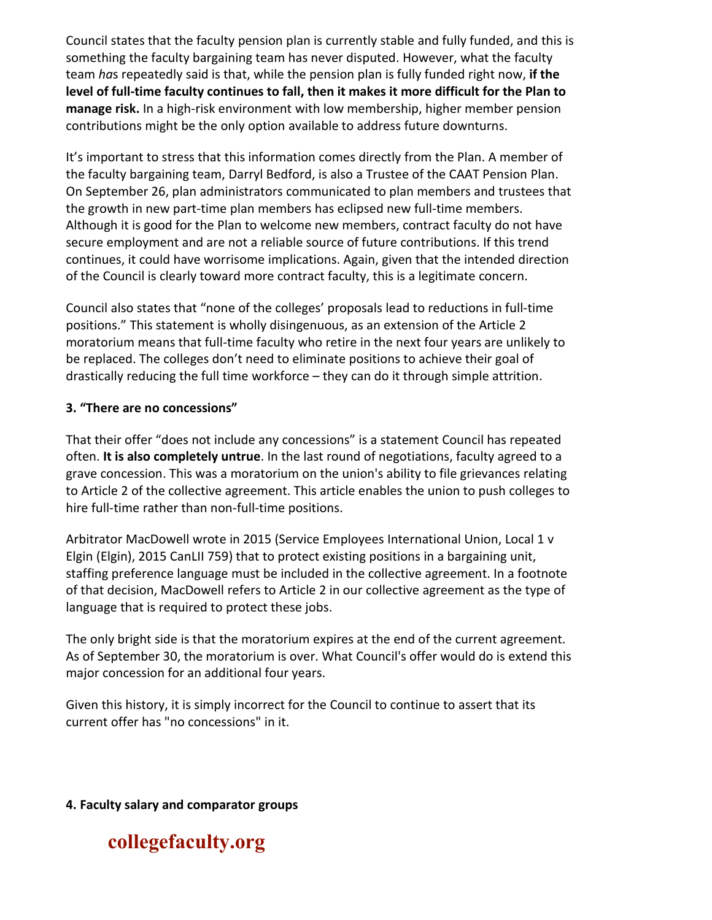Council states that the faculty pension plan is currently stable and fully funded, and this is something the faculty bargaining team has never disputed. However, what the faculty team *ha*s repeatedly said is that, while the pension plan is fully funded right now, **if the level of full-time faculty continues to fall, then it makes it more difficult for the Plan to manage risk.** In a high-risk environment with low membership, higher member pension contributions might be the only option available to address future downturns.

It's important to stress that this information comes directly from the Plan. A member of the faculty bargaining team, Darryl Bedford, is also a Trustee of the CAAT Pension Plan. On September 26, plan administrators communicated to plan members and trustees that the growth in new part-time plan members has eclipsed new full-time members. Although it is good for the Plan to welcome new members, contract faculty do not have secure employment and are not a reliable source of future contributions. If this trend continues, it could have worrisome implications. Again, given that the intended direction of the Council is clearly toward more contract faculty, this is a legitimate concern.

Council also states that "none of the colleges' proposals lead to reductions in full-time positions." This statement is wholly disingenuous, as an extension of the Article 2 moratorium means that full-time faculty who retire in the next four years are unlikely to be replaced. The colleges don't need to eliminate positions to achieve their goal of drastically reducing the full time workforce – they can do it through simple attrition.

### 3. "There are no concessions"

That their offer "does not include any concessions" is a statement Council has repeated often. **It is also completely untrue**. In the last round of negotiations, faculty agreed to a grave concession. This was a moratorium on the union's ability to file grievances relating to Article 2 of the collective agreement. This article enables the union to push colleges to hire full-time rather than non-full-time positions.

Arbitrator MacDowell wrote in 2015 (Service Employees International Union, Local 1 v Elgin (Elgin), 2015 CanLII 759) that to protect existing positions in a bargaining unit, staffing preference language must be included in the collective agreement. In a footnote of that decision, MacDowell refers to Article 2 in our collective agreement as the type of language that is required to protect these jobs.

The only bright side is that the moratorium expires at the end of the current agreement. As of September 30, the moratorium is over. What Council's offer would do is extend this major concession for an additional four years.

Given this history, it is simply incorrect for the Council to continue to assert that its current offer has "no concessions" in it.

### 4. Faculty salary and comparator groups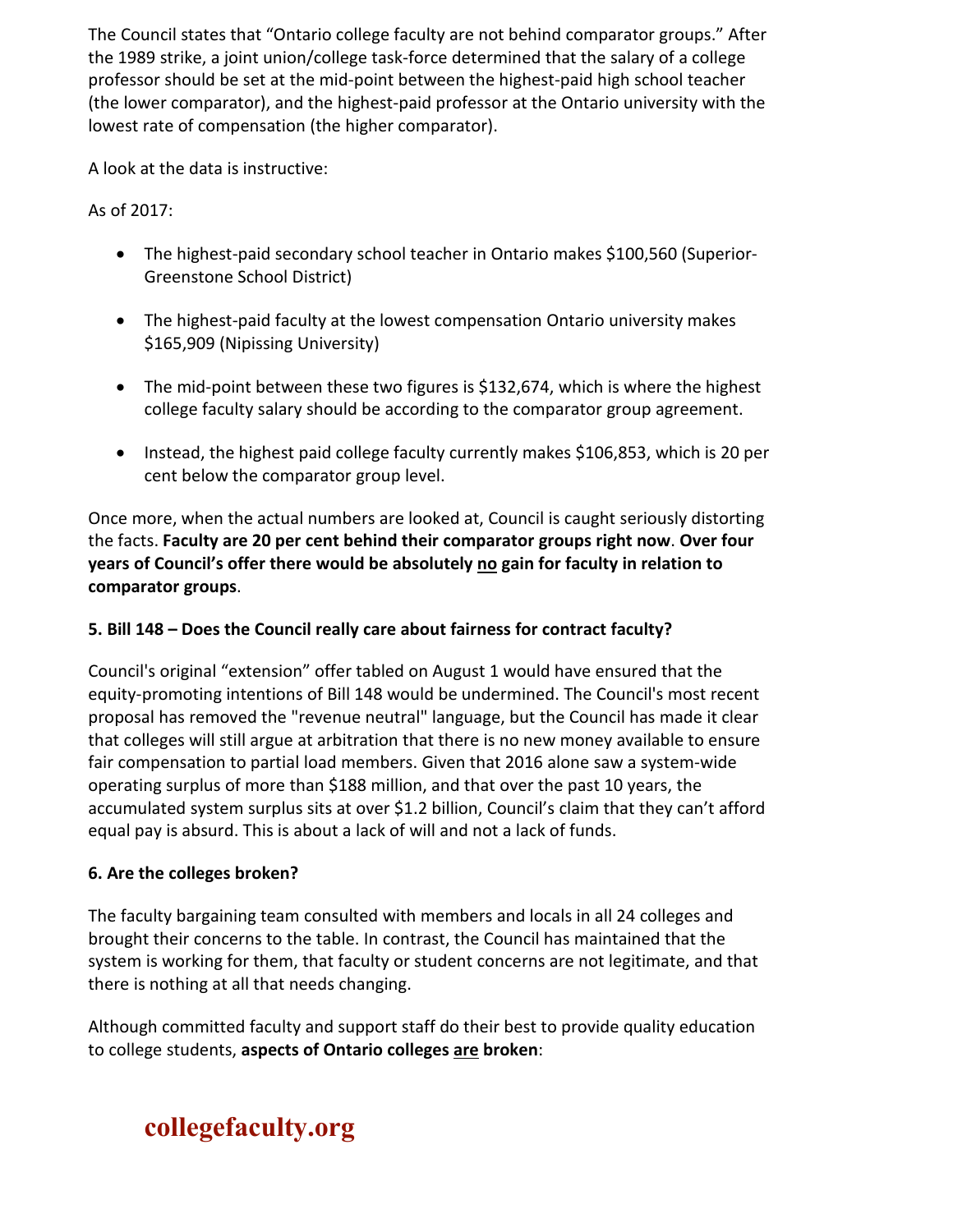The Council states that “Ontario college faculty are not behind comparator groups.” After the 1989 strike, a joint union/college task-force determined that the salary of a college professor should be set at the mid-point between the highest-paid high school teacher (the lower comparator), and the highest-paid professor at the Ontario university with the lowest rate of compensation (the higher comparator).

A look at the data is instructive:

As of 2017:

- The highest-paid secondary school teacher in Ontario makes $100,560 (Superior-Greenstone School District)
- The highest-paid faculty at the lowest compensation Ontario university makes $165,909 (Nipissing University)
- The mid-point between these two figures is $132,674, which is where the highest college faculty salary should be according to the comparator group agreement.
- Instead, the highest paid college faculty currently makes $106,853, which is 20 per cent below the comparator group level.

Once more, when the actual numbers are looked at, Council is caught seriously distorting the facts. **Faculty are 20 per cent behind their comparator groups right now**. **Over four years of Council’s offer there would be absolutely <u>no</u> gain for faculty in relation to comparator groups**.

### 5. Bill 148 – Does the Council really care about fairness for contract faculty?

Council's original “extension” offer tabled on August 1 would have ensured that the equity-promoting intentions of Bill 148 would be undermined. The Council's most recent proposal has removed the "revenue neutral" language, but the Council has made it clear that colleges will still argue at arbitration that there is no new money available to ensure fair compensation to partial load members. Given that 2016 alone saw a system-wide operating surplus of more than $188 million, and that over the past 10 years, the accumulated system surplus sits at over $1.2 billion, Council’s claim that they can’t afford equal pay is absurd. This is about a lack of will and not a lack of funds.

### 6. Are the colleges broken?

The faculty bargaining team consulted with members and locals in all 24 colleges and brought their concerns to the table. In contrast, the Council has maintained that the system is working for them, that faculty or student concerns are not legitimate, and that there is nothing at all that needs changing.

Although committed faculty and support staff do their best to provide quality education to college students, **aspects of Ontario colleges <u>are</u> broken**: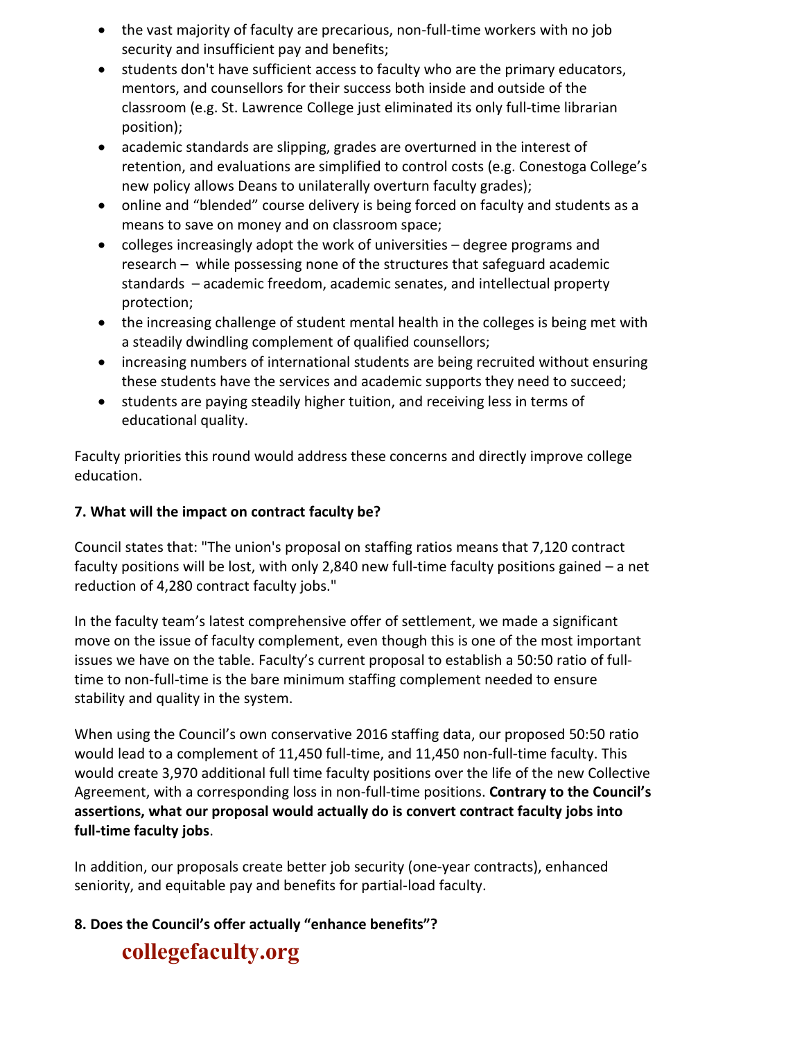- the vast majority of faculty are precarious, non-full-time workers with no job security and insufficient pay and benefits;
- students don't have sufficient access to faculty who are the primary educators, mentors, and counsellors for their success both inside and outside of the classroom (e.g. St. Lawrence College just eliminated its only full-time librarian position);
- academic standards are slipping, grades are overturned in the interest of retention, and evaluations are simplified to control costs (e.g. Conestoga College's new policy allows Deans to unilaterally overturn faculty grades);
- online and "blended" course delivery is being forced on faculty and students as a means to save on money and on classroom space;
- colleges increasingly adopt the work of universities – degree programs and research – while possessing none of the structures that safeguard academic standards – academic freedom, academic senates, and intellectual property protection;
- the increasing challenge of student mental health in the colleges is being met with a steadily dwindling complement of qualified counsellors;
- increasing numbers of international students are being recruited without ensuring these students have the services and academic supports they need to succeed;
- students are paying steadily higher tuition, and receiving less in terms of educational quality.

Faculty priorities this round would address these concerns and directly improve college education.

**7. What will the impact on contract faculty be?**

Council states that: "The union's proposal on staffing ratios means that 7,120 contract faculty positions will be lost, with only 2,840 new full-time faculty positions gained – a net reduction of 4,280 contract faculty jobs."

In the faculty team's latest comprehensive offer of settlement, we made a significant move on the issue of faculty complement, even though this is one of the most important issues we have on the table. Faculty's current proposal to establish a 50:50 ratio of full-time to non-full-time is the bare minimum staffing complement needed to ensure stability and quality in the system.

When using the Council's own conservative 2016 staffing data, our proposed 50:50 ratio would lead to a complement of 11,450 full-time, and 11,450 non-full-time faculty. This would create 3,970 additional full time faculty positions over the life of the new Collective Agreement, with a corresponding loss in non-full-time positions. **Contrary to the Council's assertions, what our proposal would actually do is convert contract faculty jobs into full-time faculty jobs**.

In addition, our proposals create better job security (one-year contracts), enhanced seniority, and equitable pay and benefits for partial-load faculty.

**8. Does the Council's offer actually "enhance benefits"?**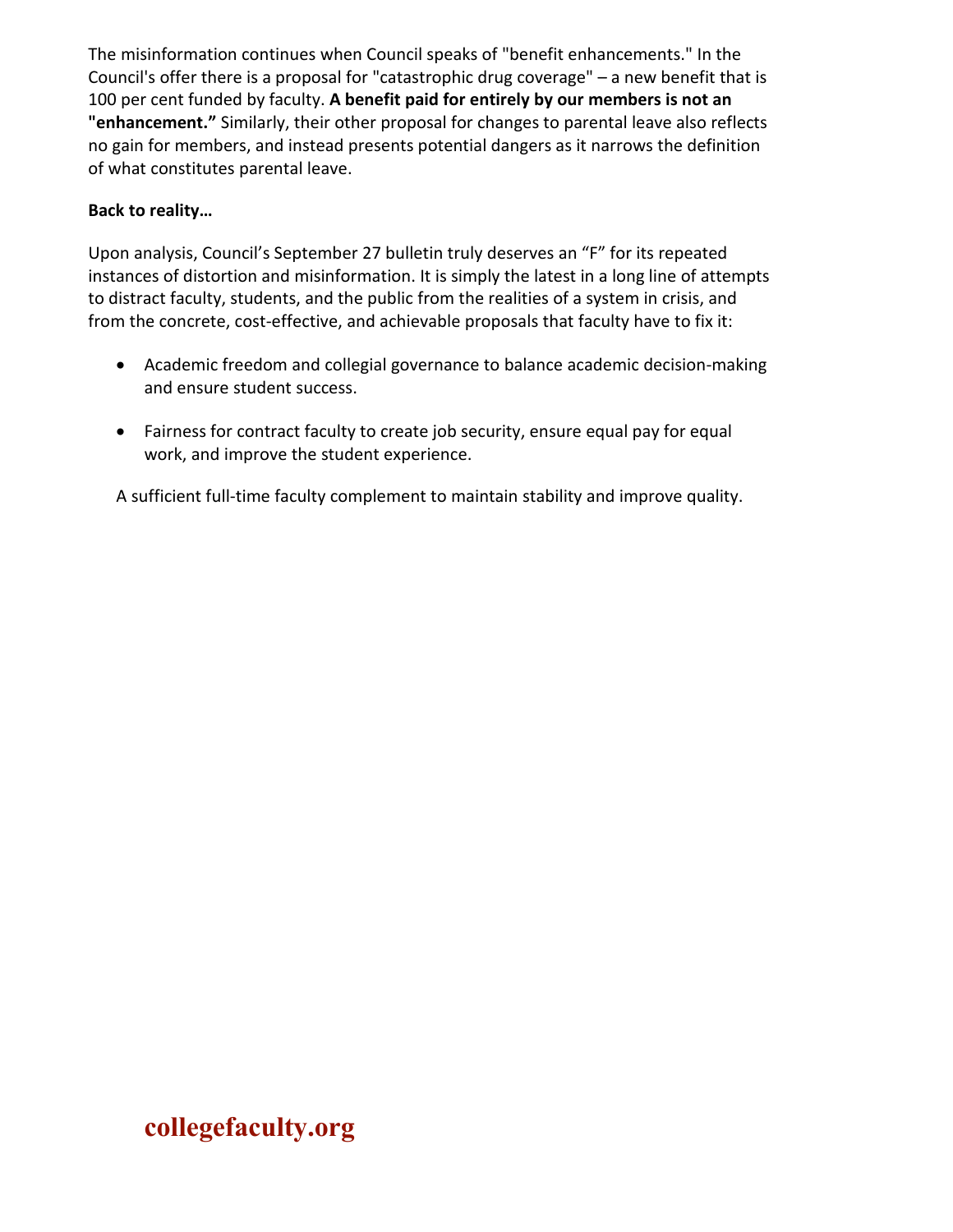The misinformation continues when Council speaks of "benefit enhancements." In the Council's offer there is a proposal for "catastrophic drug coverage" – a new benefit that is 100 per cent funded by faculty. **A benefit paid for entirely by our members is not an "enhancement."** Similarly, their other proposal for changes to parental leave also reflects no gain for members, and instead presents potential dangers as it narrows the definition of what constitutes parental leave.

**Back to reality…**

Upon analysis, Council's September 27 bulletin truly deserves an "F" for its repeated instances of distortion and misinformation. It is simply the latest in a long line of attempts to distract faculty, students, and the public from the realities of a system in crisis, and from the concrete, cost-effective, and achievable proposals that faculty have to fix it:

- Academic freedom and collegial governance to balance academic decision-making and ensure student success.
- Fairness for contract faculty to create job security, ensure equal pay for equal work, and improve the student experience.

A sufficient full-time faculty complement to maintain stability and improve quality.

**collegefaculty.org**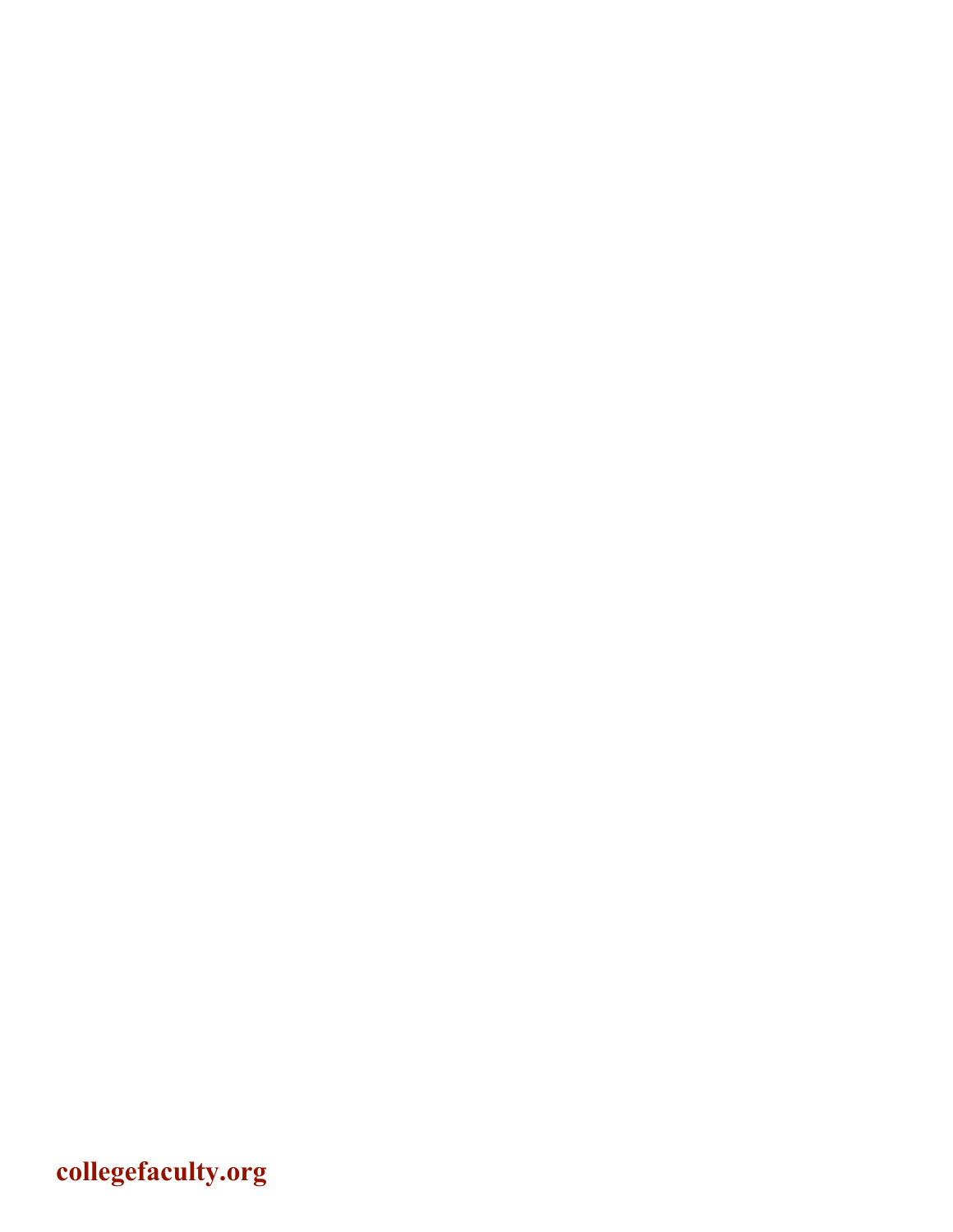collegefaculty.org